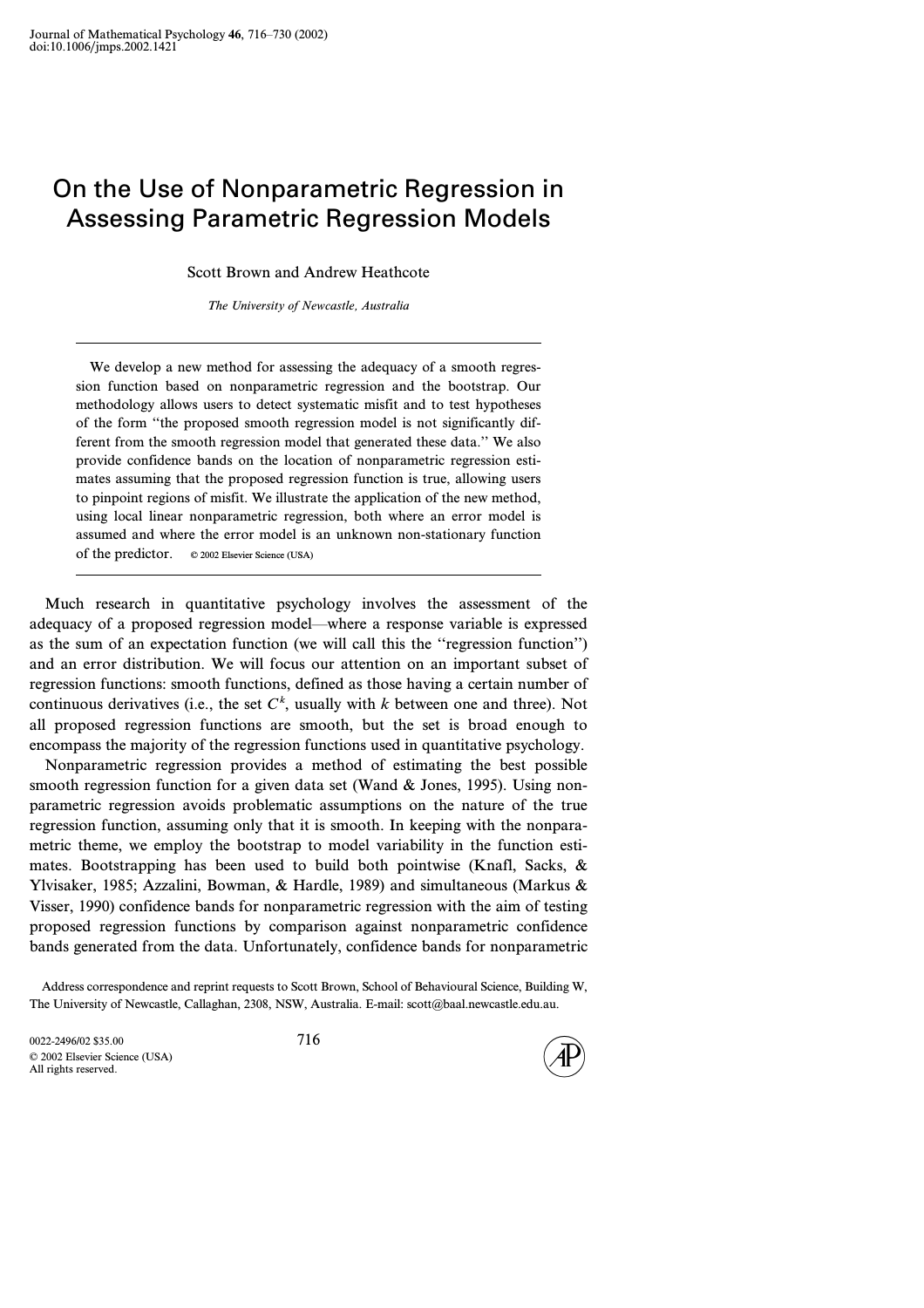# On the Use of Nonparametric Regression in Assessing Parametric Regression Models

Scott Brown and Andrew Heathcote

*The University of Newcastle, Australia*

We develop a new method for assessing the adequacy of a smooth regression function based on nonparametric regression and the bootstrap. Our methodology allows users to detect systematic misfit and to test hypotheses of the form "the proposed smooth regression model is not significantly different from the smooth regression model that generated these data." We also provide confidence bands on the location of nonparametric regression estimates assuming that the proposed regression function is true, allowing users to pinpoint regions of misfit. We illustrate the application of the new method, using local linear nonparametric regression, both where an error model is assumed and where the error model is an unknown non-stationary function of the predictor. © 2002 Elsevier Science (USA)

Much research in quantitative psychology involves the assessment of the adequacy of a proposed regression model—where a response variable is expressed as the sum of an expectation function (we will call this the "regression function") and an error distribution. We will focus our attention on an important subset of regression functions: smooth functions, defined as those having a certain number of continuous derivatives (i.e., the set $C^k$, usually with $k$ between one and three). Not all proposed regression functions are smooth, but the set is broad enough to encompass the majority of the regression functions used in quantitative psychology.

Nonparametric regression provides a method of estimating the best possible smooth regression function for a given data set (Wand & Jones, 1995). Using nonparametric regression avoids problematic assumptions on the nature of the true regression function, assuming only that it is smooth. In keeping with the nonparametric theme, we employ the bootstrap to model variability in the function estimates. Bootstrapping has been used to build both pointwise (Knafl, Sacks, & Ylvisaker, 1985; Azzalini, Bowman, & Hardle, 1989) and simultaneous (Markus & Visser, 1990) confidence bands for nonparametric regression with the aim of testing proposed regression functions by comparison against nonparametric confidence bands generated from the data. Unfortunately, confidence bands for nonparametric

Address correspondence and reprint requests to Scott Brown, School of Behavioural Science, Building W, The University of Newcastle, Callaghan, 2308, NSW, Australia. E-mail: scott@baal.newcastle.edu.au.

0022-2496/02 $35.00
© 2002 Elsevier Science (USA)
All rights reserved.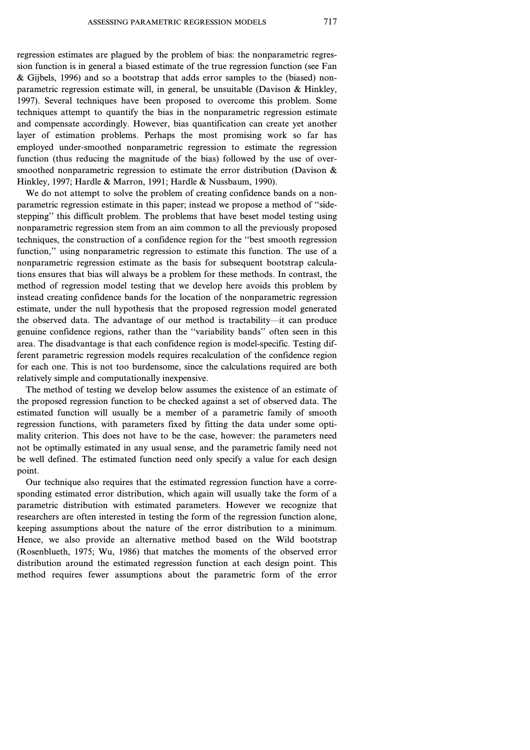regression estimates are plagued by the problem of bias: the nonparametric regression function is in general a biased estimate of the true regression function (see Fan & Gijbels, 1996) and so a bootstrap that adds error samples to the (biased) nonparametric regression estimate will, in general, be unsuitable (Davison & Hinkley, 1997). Several techniques have been proposed to overcome this problem. Some techniques attempt to quantify the bias in the nonparametric regression estimate and compensate accordingly. However, bias quantification can create yet another layer of estimation problems. Perhaps the most promising work so far has employed under-smoothed nonparametric regression to estimate the regression function (thus reducing the magnitude of the bias) followed by the use of over-smoothed nonparametric regression to estimate the error distribution (Davison & Hinkley, 1997; Hardle & Marron, 1991; Hardle & Nussbaum, 1990).

We do not attempt to solve the problem of creating confidence bands on a nonparametric regression estimate in this paper; instead we propose a method of "side-stepping" this difficult problem. The problems that have beset model testing using nonparametric regression stem from an aim common to all the previously proposed techniques, the construction of a confidence region for the "best smooth regression function," using nonparametric regression to estimate this function. The use of a nonparametric regression estimate as the basis for subsequent bootstrap calculations ensures that bias will always be a problem for these methods. In contrast, the method of regression model testing that we develop here avoids this problem by instead creating confidence bands for the location of the nonparametric regression estimate, under the null hypothesis that the proposed regression model generated the observed data. The advantage of our method is tractability—it can produce genuine confidence regions, rather than the "variability bands" often seen in this area. The disadvantage is that each confidence region is model-specific. Testing different parametric regression models requires recalculation of the confidence region for each one. This is not too burdensome, since the calculations required are both relatively simple and computationally inexpensive.

The method of testing we develop below assumes the existence of an estimate of the proposed regression function to be checked against a set of observed data. The estimated function will usually be a member of a parametric family of smooth regression functions, with parameters fixed by fitting the data under some optimality criterion. This does not have to be the case, however: the parameters need not be optimally estimated in any usual sense, and the parametric family need not be well defined. The estimated function need only specify a value for each design point.

Our technique also requires that the estimated regression function have a corresponding estimated error distribution, which again will usually take the form of a parametric distribution with estimated parameters. However we recognize that researchers are often interested in testing the form of the regression function alone, keeping assumptions about the nature of the error distribution to a minimum. Hence, we also provide an alternative method based on the Wild bootstrap (Rosenblueth, 1975; Wu, 1986) that matches the moments of the observed error distribution around the estimated regression function at each design point. This method requires fewer assumptions about the parametric form of the error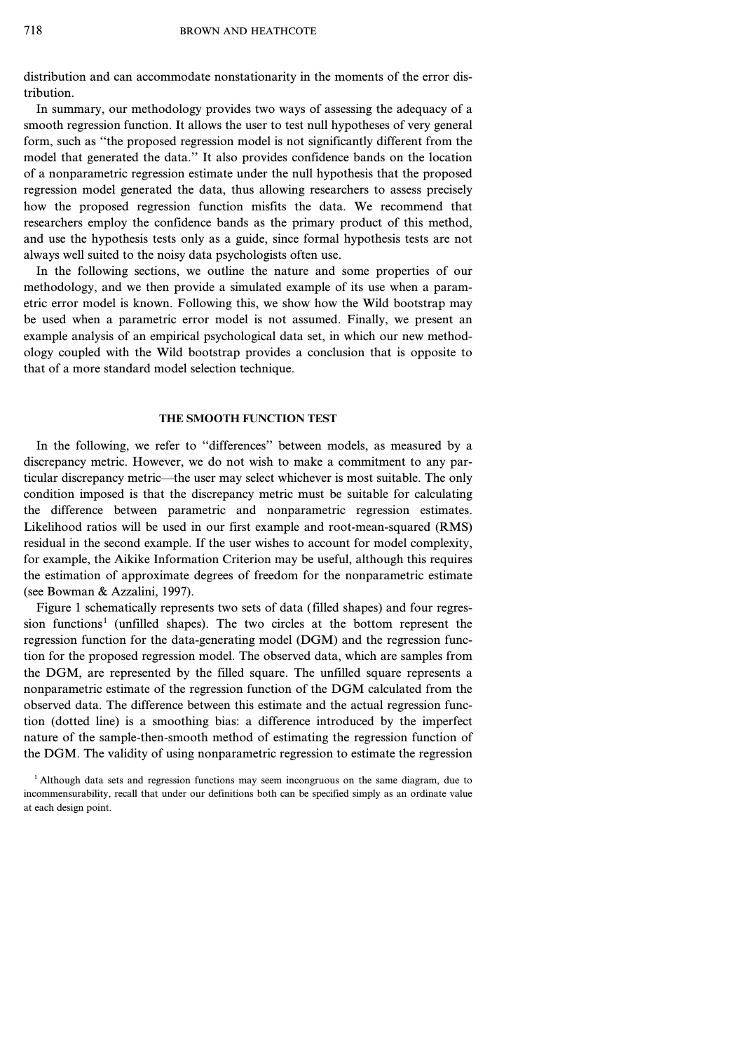distribution and can accommodate nonstationarity in the moments of the error distribution.

In summary, our methodology provides two ways of assessing the adequacy of a smooth regression function. It allows the user to test null hypotheses of very general form, such as "the proposed regression model is not significantly different from the model that generated the data." It also provides confidence bands on the location of a nonparametric regression estimate under the null hypothesis that the proposed regression model generated the data, thus allowing researchers to assess precisely how the proposed regression function misfits the data. We recommend that researchers employ the confidence bands as the primary product of this method, and use the hypothesis tests only as a guide, since formal hypothesis tests are not always well suited to the noisy data psychologists often use.

In the following sections, we outline the nature and some properties of our methodology, and we then provide a simulated example of its use when a parametric error model is known. Following this, we show how the Wild bootstrap may be used when a parametric error model is not assumed. Finally, we present an example analysis of an empirical psychological data set, in which our new methodology coupled with the Wild bootstrap provides a conclusion that is opposite to that of a more standard model selection technique.

## THE SMOOTH FUNCTION TEST

In the following, we refer to "differences" between models, as measured by a discrepancy metric. However, we do not wish to make a commitment to any particular discrepancy metric—the user may select whichever is most suitable. The only condition imposed is that the discrepancy metric must be suitable for calculating the difference between parametric and nonparametric regression estimates. Likelihood ratios will be used in our first example and root-mean-squared (RMS) residual in the second example. If the user wishes to account for model complexity, for example, the Aikike Information Criterion may be useful, although this requires the estimation of approximate degrees of freedom for the nonparametric estimate (see Bowman & Azzalini, 1997).

Figure 1 schematically represents two sets of data (filled shapes) and four regression functions[1] (unfilled shapes). The two circles at the bottom represent the regression function for the data-generating model (DGM) and the regression function for the proposed regression model. The observed data, which are samples from the DGM, are represented by the filled square. The unfilled square represents a nonparametric estimate of the regression function of the DGM calculated from the observed data. The difference between this estimate and the actual regression function (dotted line) is a smoothing bias: a difference introduced by the imperfect nature of the sample-then-smooth method of estimating the regression function of the DGM. The validity of using nonparametric regression to estimate the regression

[1] Although data sets and regression functions may seem incongruous on the same diagram, due to incommensurability, recall that under our definitions both can be specified simply as an ordinate value at each design point.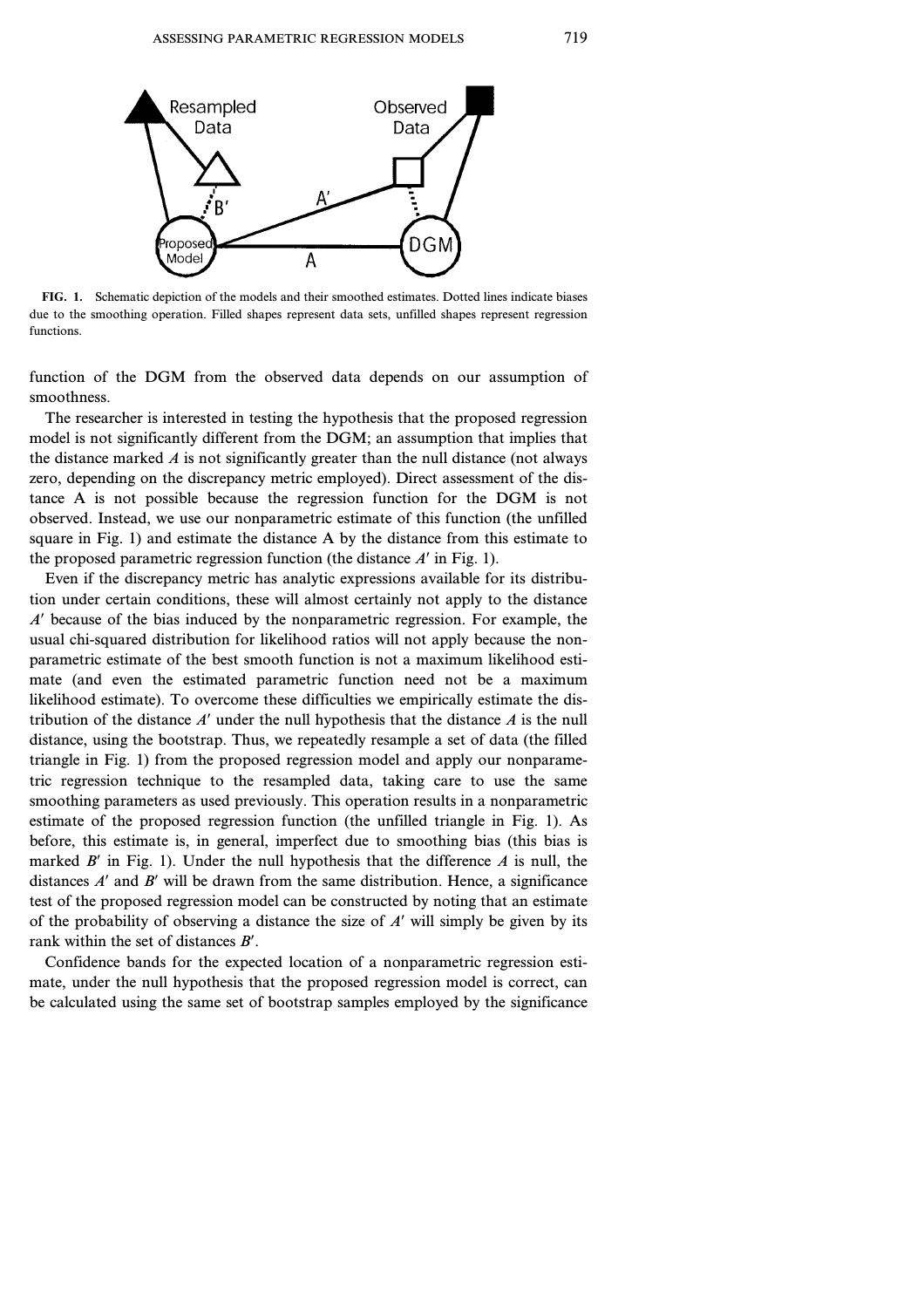**FIG. 1.** Schematic depiction of the models and their smoothed estimates. Dotted lines indicate biases due to the smoothing operation. Filled shapes represent data sets, unfilled shapes represent regression functions.

function of the DGM from the observed data depends on our assumption of smoothness.

The researcher is interested in testing the hypothesis that the proposed regression model is not significantly different from the DGM; an assumption that implies that the distance marked $A$ is not significantly greater than the null distance (not always zero, depending on the discrepancy metric employed). Direct assessment of the distance A is not possible because the regression function for the DGM is not observed. Instead, we use our nonparametric estimate of this function (the unfilled square in Fig. 1) and estimate the distance A by the distance from this estimate to the proposed parametric regression function (the distance $A'$ in Fig. 1).

Even if the discrepancy metric has analytic expressions available for its distribution under certain conditions, these will almost certainly not apply to the distance $A'$ because of the bias induced by the nonparametric regression. For example, the usual chi-squared distribution for likelihood ratios will not apply because the nonparametric estimate of the best smooth function is not a maximum likelihood estimate (and even the estimated parametric function need not be a maximum likelihood estimate). To overcome these difficulties we empirically estimate the distribution of the distance $A'$ under the null hypothesis that the distance $A$ is the null distance, using the bootstrap. Thus, we repeatedly resample a set of data (the filled triangle in Fig. 1) from the proposed regression model and apply our nonparametric regression technique to the resampled data, taking care to use the same smoothing parameters as used previously. This operation results in a nonparametric estimate of the proposed regression function (the unfilled triangle in Fig. 1). As before, this estimate is, in general, imperfect due to smoothing bias (this bias is marked $B'$ in Fig. 1). Under the null hypothesis that the difference $A$ is null, the distances $A'$ and $B'$ will be drawn from the same distribution. Hence, a significance test of the proposed regression model can be constructed by noting that an estimate of the probability of observing a distance the size of $A'$ will simply be given by its rank within the set of distances $B'$.

Confidence bands for the expected location of a nonparametric regression estimate, under the null hypothesis that the proposed regression model is correct, can be calculated using the same set of bootstrap samples employed by the significance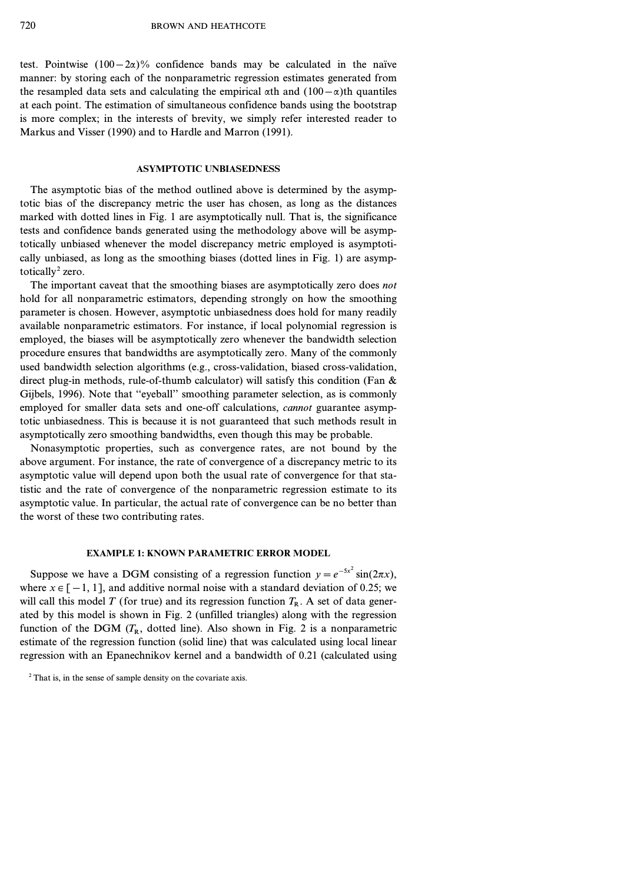test. Pointwise $(100-2\alpha)\%$ confidence bands may be calculated in the naïve manner: by storing each of the nonparametric regression estimates generated from the resampled data sets and calculating the empirical $\alpha$th and $(100-\alpha)$th quantiles at each point. The estimation of simultaneous confidence bands using the bootstrap is more complex; in the interests of brevity, we simply refer interested reader to Markus and Visser (1990) and to Hardle and Marron (1991).

## ASYMPTOTIC UNBIASEDNESS

The asymptotic bias of the method outlined above is determined by the asymptotic bias of the discrepancy metric the user has chosen, as long as the distances marked with dotted lines in Fig. 1 are asymptotically null. That is, the significance tests and confidence bands generated using the methodology above will be asymptotically unbiased whenever the model discrepancy metric employed is asymptotically unbiased, as long as the smoothing biases (dotted lines in Fig. 1) are asymptotically[2] zero.

The important caveat that the smoothing biases are asymptotically zero does *not* hold for all nonparametric estimators, depending strongly on how the smoothing parameter is chosen. However, asymptotic unbiasedness does hold for many readily available nonparametric estimators. For instance, if local polynomial regression is employed, the biases will be asymptotically zero whenever the bandwidth selection procedure ensures that bandwidths are asymptotically zero. Many of the commonly used bandwidth selection algorithms (e.g., cross-validation, biased cross-validation, direct plug-in methods, rule-of-thumb calculator) will satisfy this condition (Fan & Gijbels, 1996). Note that "eyeball" smoothing parameter selection, as is commonly employed for smaller data sets and one-off calculations, *cannot* guarantee asymptotic unbiasedness. This is because it is not guaranteed that such methods result in asymptotically zero smoothing bandwidths, even though this may be probable.

Nonasymptotic properties, such as convergence rates, are not bound by the above argument. For instance, the rate of convergence of a discrepancy metric to its asymptotic value will depend upon both the usual rate of convergence for that statistic and the rate of convergence of the nonparametric regression estimate to its asymptotic value. In particular, the actual rate of convergence can be no better than the worst of these two contributing rates.

## EXAMPLE 1: KNOWN PARAMETRIC ERROR MODEL

Suppose we have a DGM consisting of a regression function $y = e^{-5x^2}\sin(2\pi x)$, where $x \in [-1, 1]$, and additive normal noise with a standard deviation of 0.25; we will call this model $T$ (for true) and its regression function $T_R$. A set of data generated by this model is shown in Fig. 2 (unfilled triangles) along with the regression function of the DGM ($T_R$, dotted line). Also shown in Fig. 2 is a nonparametric estimate of the regression function (solid line) that was calculated using local linear regression with an Epanechnikov kernel and a bandwidth of 0.21 (calculated using

[2] That is, in the sense of sample density on the covariate axis.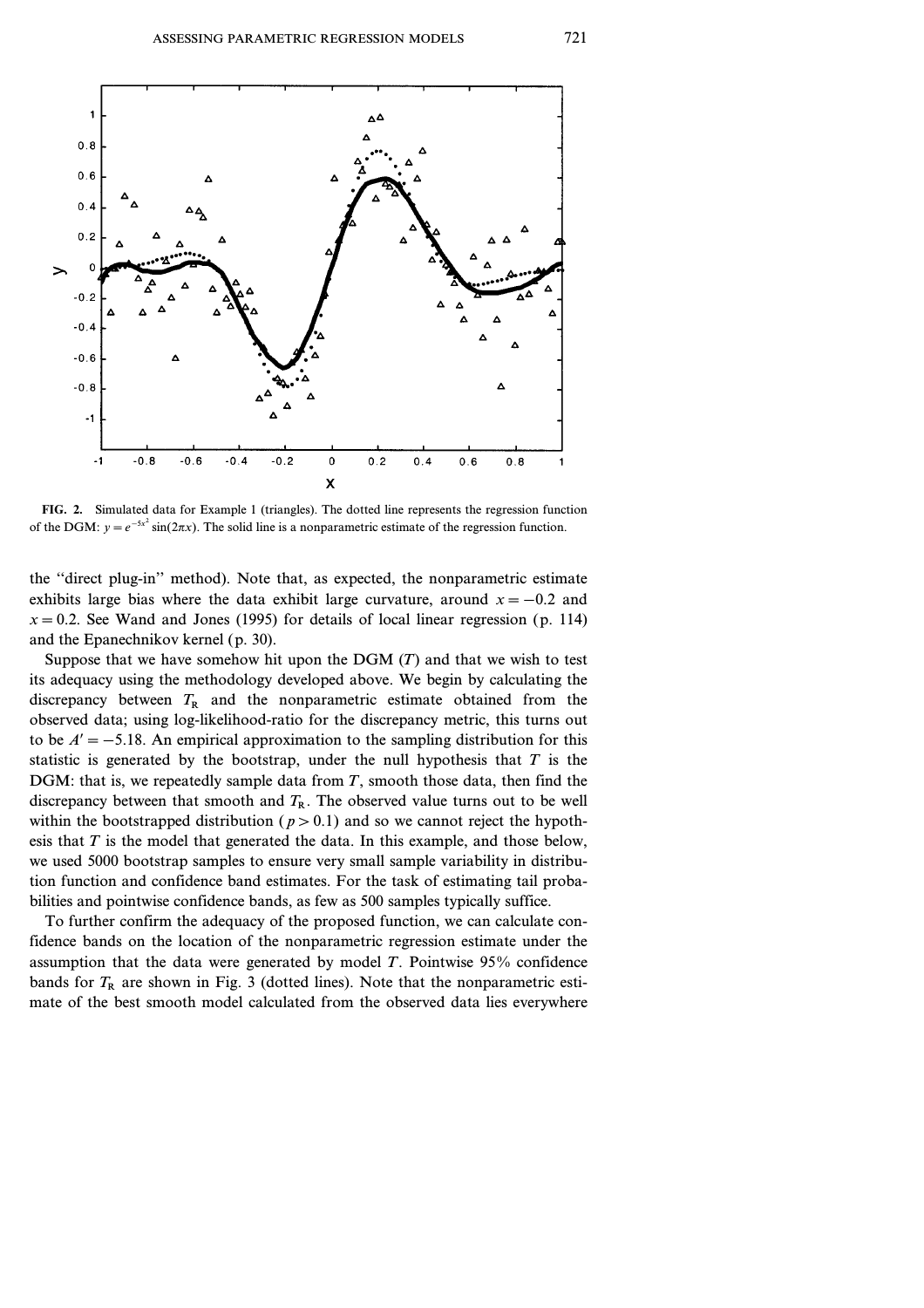FIG. 2. Simulated data for Example 1 (triangles). The dotted line represents the regression function of the DGM: $y = e^{-5x^2} \sin(2\pi x)$. The solid line is a nonparametric estimate of the regression function.

the "direct plug-in" method). Note that, as expected, the nonparametric estimate exhibits large bias where the data exhibit large curvature, around $x = -0.2$ and $x = 0.2$. See Wand and Jones (1995) for details of local linear regression (p. 114) and the Epanechnikov kernel (p. 30).

Suppose that we have somehow hit upon the DGM ($T$) and that we wish to test its adequacy using the methodology developed above. We begin by calculating the discrepancy between $T_R$ and the nonparametric estimate obtained from the observed data; using log-likelihood-ratio for the discrepancy metric, this turns out to be $A' = -5.18$. An empirical approximation to the sampling distribution for this statistic is generated by the bootstrap, under the null hypothesis that $T$ is the DGM: that is, we repeatedly sample data from $T$, smooth those data, then find the discrepancy between that smooth and $T_R$. The observed value turns out to be well within the bootstrapped distribution ($p > 0.1$) and so we cannot reject the hypothesis that $T$ is the model that generated the data. In this example, and those below, we used 5000 bootstrap samples to ensure very small sample variability in distribution function and confidence band estimates. For the task of estimating tail probabilities and pointwise confidence bands, as few as 500 samples typically suffice.

To further confirm the adequacy of the proposed function, we can calculate confidence bands on the location of the nonparametric regression estimate under the assumption that the data were generated by model $T$. Pointwise 95% confidence bands for $T_R$ are shown in Fig. 3 (dotted lines). Note that the nonparametric estimate of the best smooth model calculated from the observed data lies everywhere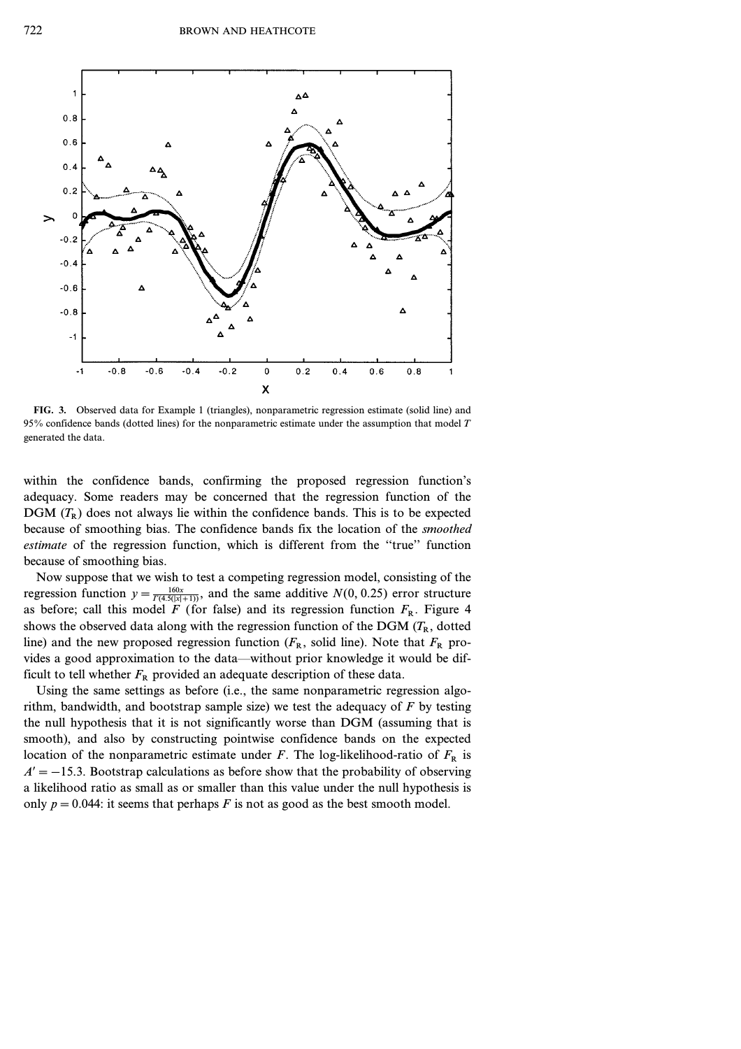FIG. 3. Observed data for Example 1 (triangles), nonparametric regression estimate (solid line) and 95% confidence bands (dotted lines) for the nonparametric estimate under the assumption that model $T$ generated the data.

within the confidence bands, confirming the proposed regression function's adequacy. Some readers may be concerned that the regression function of the DGM ($T_R$) does not always lie within the confidence bands. This is to be expected because of smoothing bias. The confidence bands fix the location of the *smoothed estimate* of the regression function, which is different from the "true" function because of smoothing bias.

Now suppose that we wish to test a competing regression model, consisting of the regression function $y = \frac{160x}{\Gamma(4.5(|x|+1))}$, and the same additive $N(0, 0.25)$ error structure as before; call this model $F$ (for false) and its regression function $F_R$. Figure 4 shows the observed data along with the regression function of the DGM ($T_R$, dotted line) and the new proposed regression function ($F_R$, solid line). Note that $F_R$ provides a good approximation to the data—without prior knowledge it would be difficult to tell whether $F_R$ provided an adequate description of these data.

Using the same settings as before (i.e., the same nonparametric regression algorithm, bandwidth, and bootstrap sample size) we test the adequacy of $F$ by testing the null hypothesis that it is not significantly worse than DGM (assuming that is smooth), and also by constructing pointwise confidence bands on the expected location of the nonparametric estimate under $F$. The log-likelihood-ratio of $F_R$ is $\Lambda' = -15.3$. Bootstrap calculations as before show that the probability of observing a likelihood ratio as small as or smaller than this value under the null hypothesis is only $p = 0.044$: it seems that perhaps $F$ is not as good as the best smooth model.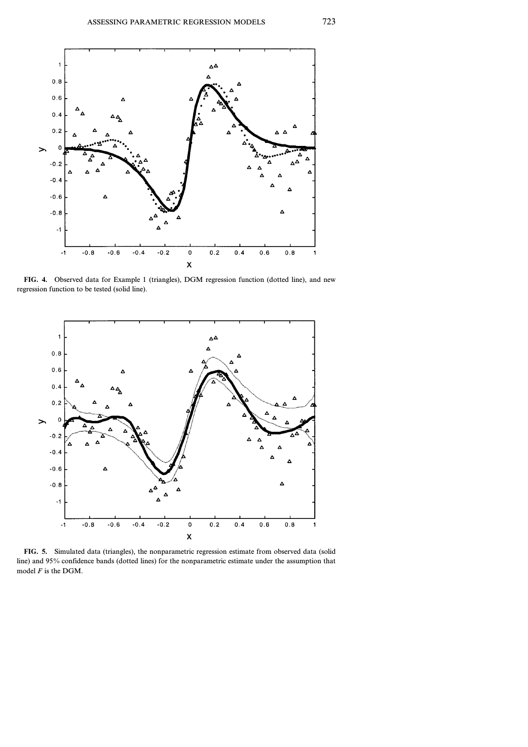FIG. 4. Observed data for Example 1 (triangles), DGM regression function (dotted line), and new regression function to be tested (solid line).

FIG. 5. Simulated data (triangles), the nonparametric regression estimate from observed data (solid line) and 95% confidence bands (dotted lines) for the nonparametric estimate under the assumption that model $F$ is the DGM.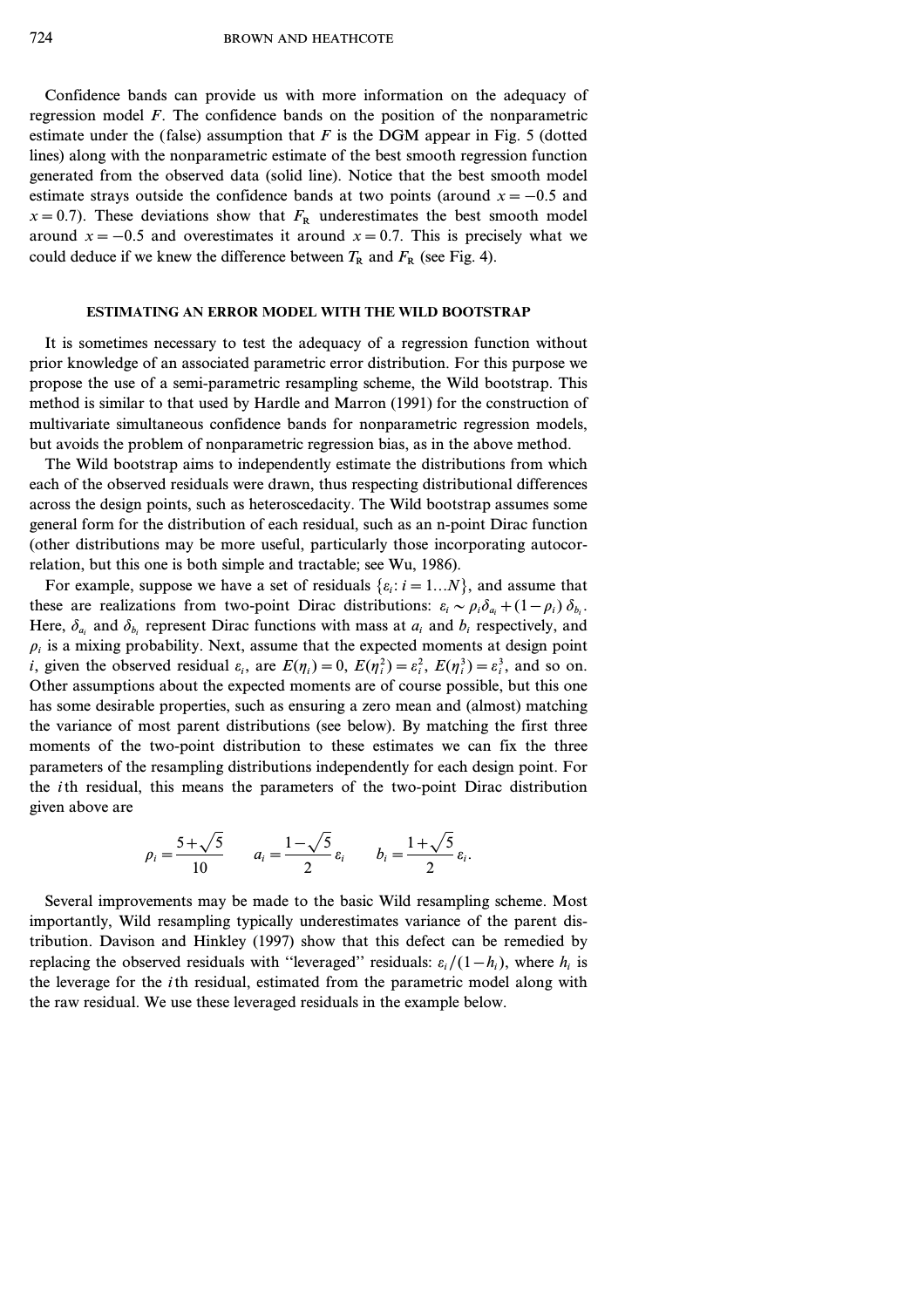Confidence bands can provide us with more information on the adequacy of regression model $F$. The confidence bands on the position of the nonparametric estimate under the (false) assumption that $F$ is the DGM appear in Fig. 5 (dotted lines) along with the nonparametric estimate of the best smooth regression function generated from the observed data (solid line). Notice that the best smooth model estimate strays outside the confidence bands at two points (around $x = -0.5$ and $x = 0.7$). These deviations show that $F_R$ underestimates the best smooth model around $x = -0.5$ and overestimates it around $x = 0.7$. This is precisely what we could deduce if we knew the difference between $T_R$ and $F_R$ (see Fig. 4).

## ESTIMATING AN ERROR MODEL WITH THE WILD BOOTSTRAP

It is sometimes necessary to test the adequacy of a regression function without prior knowledge of an associated parametric error distribution. For this purpose we propose the use of a semi-parametric resampling scheme, the Wild bootstrap. This method is similar to that used by Hardle and Marron (1991) for the construction of multivariate simultaneous confidence bands for nonparametric regression models, but avoids the problem of nonparametric regression bias, as in the above method.

The Wild bootstrap aims to independently estimate the distributions from which each of the observed residuals were drawn, thus respecting distributional differences across the design points, such as heteroscedacity. The Wild bootstrap assumes some general form for the distribution of each residual, such as an n-point Dirac function (other distributions may be more useful, particularly those incorporating autocorrelation, but this one is both simple and tractable; see Wu, 1986).

For example, suppose we have a set of residuals $\{\varepsilon_i : i = 1 \ldots N\}$, and assume that these are realizations from two-point Dirac distributions: $\varepsilon_i \sim \rho_i \delta_{a_i} + (1 - \rho_i)\, \delta_{b_i}$. Here, $\delta_{a_i}$ and $\delta_{b_i}$ represent Dirac functions with mass at $a_i$ and $b_i$ respectively, and $\rho_i$ is a mixing probability. Next, assume that the expected moments at design point $i$, given the observed residual $\varepsilon_i$, are $E(\eta_i) = 0$, $E(\eta_i^2) = \varepsilon_i^2$, $E(\eta_i^3) = \varepsilon_i^3$, and so on. Other assumptions about the expected moments are of course possible, but this one has some desirable properties, such as ensuring a zero mean and (almost) matching the variance of most parent distributions (see below). By matching the first three moments of the two-point distribution to these estimates we can fix the three parameters of the resampling distributions independently for each design point. For the $i$th residual, this means the parameters of the two-point Dirac distribution given above are

$$\rho_i = \frac{5 + \sqrt{5}}{10} \qquad a_i = \frac{1 - \sqrt{5}}{2}\, \varepsilon_i \qquad b_i = \frac{1 + \sqrt{5}}{2}\, \varepsilon_i.$$

Several improvements may be made to the basic Wild resampling scheme. Most importantly, Wild resampling typically underestimates variance of the parent distribution. Davison and Hinkley (1997) show that this defect can be remedied by replacing the observed residuals with "leveraged" residuals: $\varepsilon_i / (1 - h_i)$, where $h_i$ is the leverage for the $i$th residual, estimated from the parametric model along with the raw residual. We use these leveraged residuals in the example below.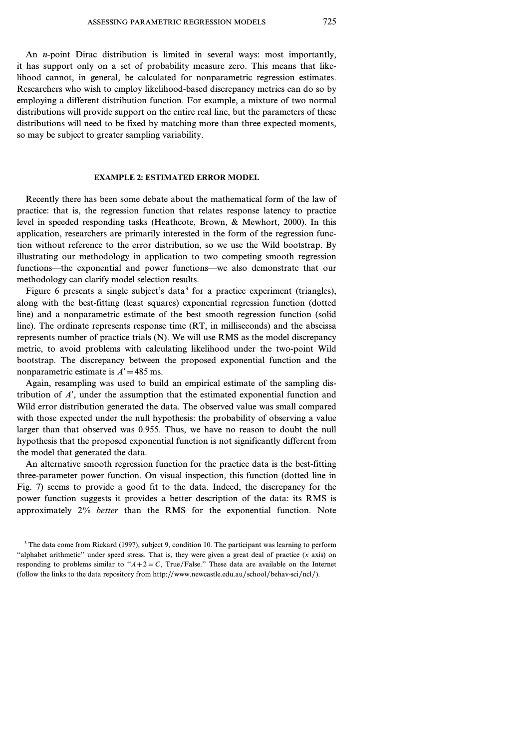An *n*-point Dirac distribution is limited in several ways: most importantly, it has support only on a set of probability measure zero. This means that likelihood cannot, in general, be calculated for nonparametric regression estimates. Researchers who wish to employ likelihood-based discrepancy metrics can do so by employing a different distribution function. For example, a mixture of two normal distributions will provide support on the entire real line, but the parameters of these distributions will need to be fixed by matching more than three expected moments, so may be subject to greater sampling variability.

## EXAMPLE 2: ESTIMATED ERROR MODEL

Recently there has been some debate about the mathematical form of the law of practice: that is, the regression function that relates response latency to practice level in speeded responding tasks (Heathcote, Brown, & Mewhort, 2000). In this application, researchers are primarily interested in the form of the regression function without reference to the error distribution, so we use the Wild bootstrap. By illustrating our methodology in application to two competing smooth regression functions—the exponential and power functions—we also demonstrate that our methodology can clarify model selection results.

Figure 6 presents a single subject's data[3] for a practice experiment (triangles), along with the best-fitting (least squares) exponential regression function (dotted line) and a nonparametric estimate of the best smooth regression function (solid line). The ordinate represents response time (RT, in milliseconds) and the abscissa represents number of practice trials (N). We will use RMS as the model discrepancy metric, to avoid problems with calculating likelihood under the two-point Wild bootstrap. The discrepancy between the proposed exponential function and the nonparametric estimate is $A' = 485$ ms.

Again, resampling was used to build an empirical estimate of the sampling distribution of $A'$, under the assumption that the estimated exponential function and Wild error distribution generated the data. The observed value was small compared with those expected under the null hypothesis: the probability of observing a value larger than that observed was 0.955. Thus, we have no reason to doubt the null hypothesis that the proposed exponential function is not significantly different from the model that generated the data.

An alternative smooth regression function for the practice data is the best-fitting three-parameter power function. On visual inspection, this function (dotted line in Fig. 7) seems to provide a good fit to the data. Indeed, the discrepancy for the power function suggests it provides a better description of the data: its RMS is approximately 2% *better* than the RMS for the exponential function. Note

[3] The data come from Rickard (1997), subject 9, condition 10. The participant was learning to perform "alphabet arithmetic" under speed stress. That is, they were given a great deal of practice (*x* axis) on responding to problems similar to "$A + 2 = C$, True/False." These data are available on the Internet (follow the links to the data repository from http://www.newcastle.edu.au/school/behav-sci/ncl/).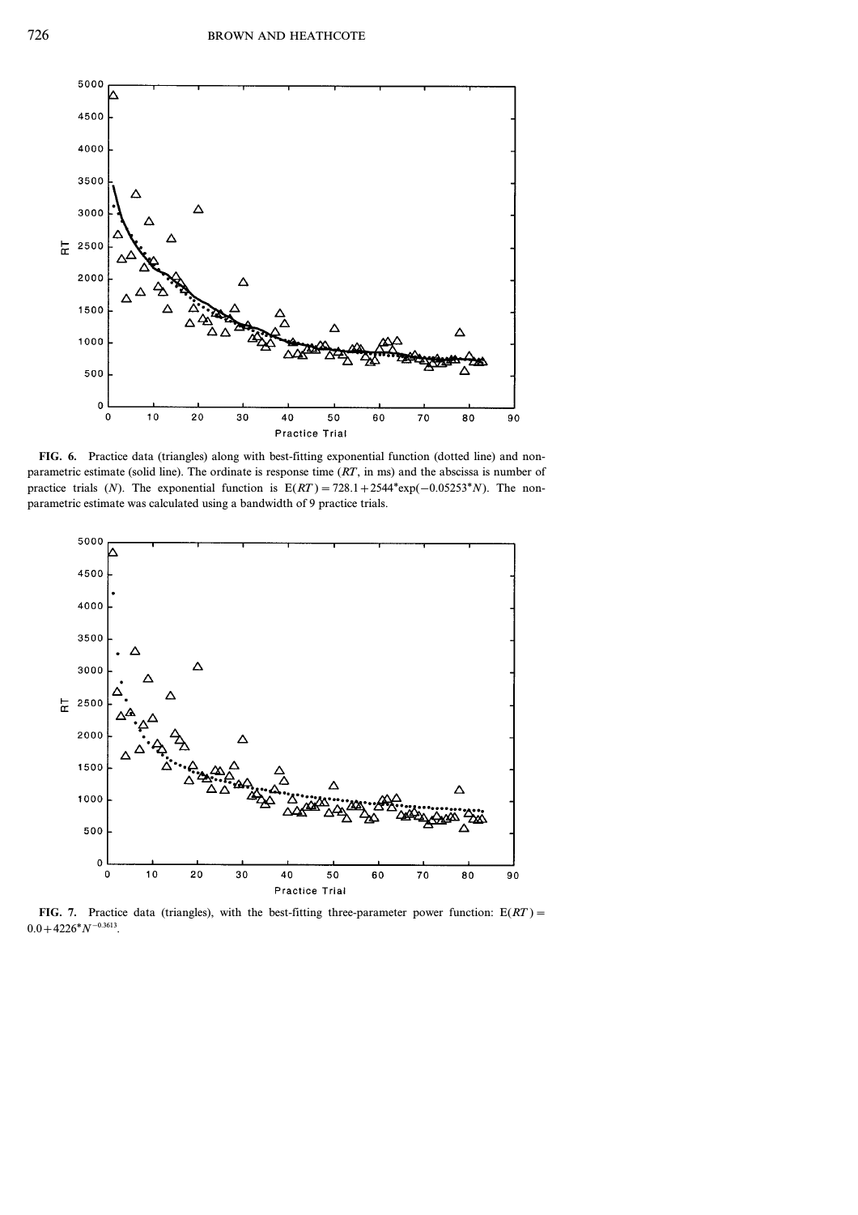**FIG. 6.** Practice data (triangles) along with best-fitting exponential function (dotted line) and non-parametric estimate (solid line). The ordinate is response time ($RT$, in ms) and the abscissa is number of practice trials ($N$). The exponential function is $E(RT) = 728.1 + 2544 * \exp(-0.05253 * N)$. The non-parametric estimate was calculated using a bandwidth of 9 practice trials.

**FIG. 7.** Practice data (triangles), with the best-fitting three-parameter power function: $E(RT) = 0.0 + 4226 * N^{-0.3613}$.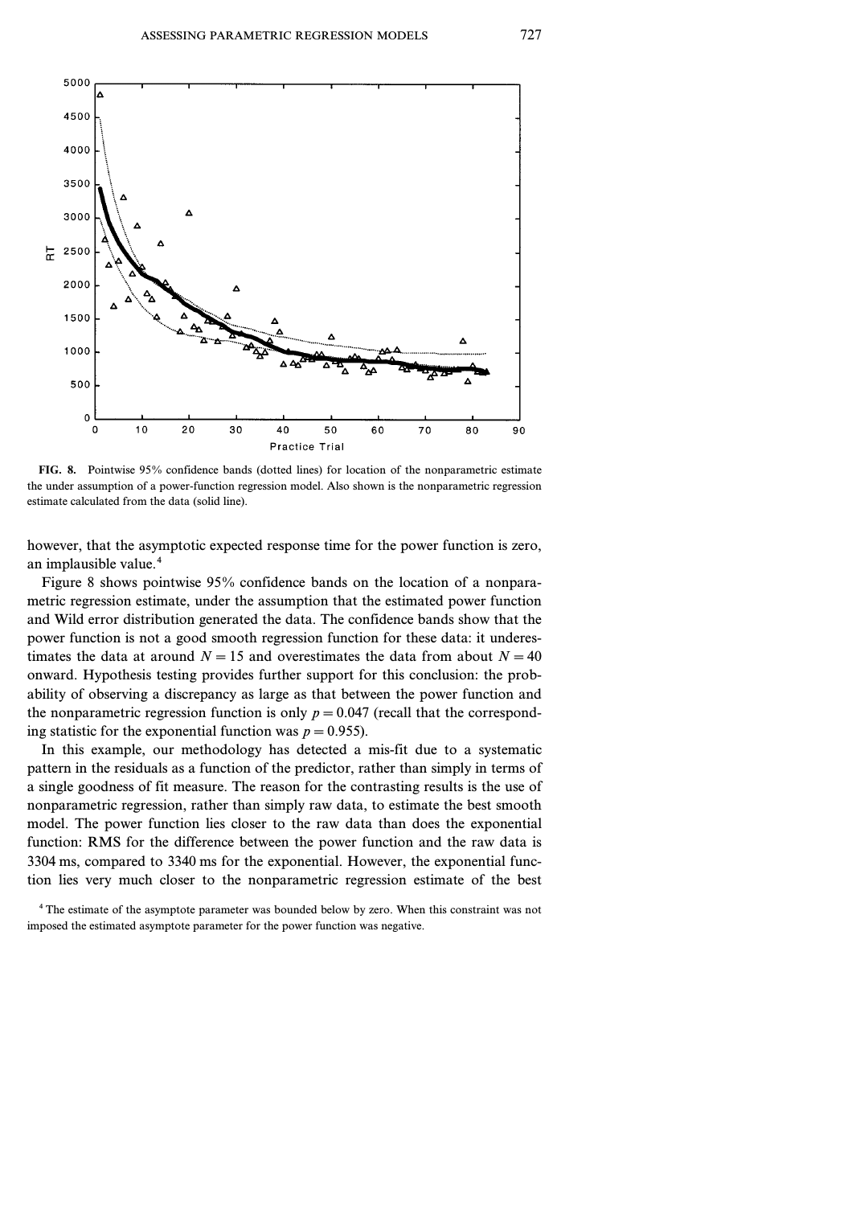**FIG. 8.** Pointwise 95% confidence bands (dotted lines) for location of the nonparametric estimate the under assumption of a power-function regression model. Also shown is the nonparametric regression estimate calculated from the data (solid line).

however, that the asymptotic expected response time for the power function is zero, an implausible value.[4]

Figure 8 shows pointwise 95% confidence bands on the location of a nonparametric regression estimate, under the assumption that the estimated power function and Wild error distribution generated the data. The confidence bands show that the power function is not a good smooth regression function for these data: it underestimates the data at around $N = 15$ and overestimates the data from about $N = 40$ onward. Hypothesis testing provides further support for this conclusion: the probability of observing a discrepancy as large as that between the power function and the nonparametric regression function is only $p = 0.047$ (recall that the corresponding statistic for the exponential function was $p = 0.955$).

In this example, our methodology has detected a mis-fit due to a systematic pattern in the residuals as a function of the predictor, rather than simply in terms of a single goodness of fit measure. The reason for the contrasting results is the use of nonparametric regression, rather than simply raw data, to estimate the best smooth model. The power function lies closer to the raw data than does the exponential function: RMS for the difference between the power function and the raw data is 3304 ms, compared to 3340 ms for the exponential. However, the exponential function lies very much closer to the nonparametric regression estimate of the best

[4] The estimate of the asymptote parameter was bounded below by zero. When this constraint was not imposed the estimated asymptote parameter for the power function was negative.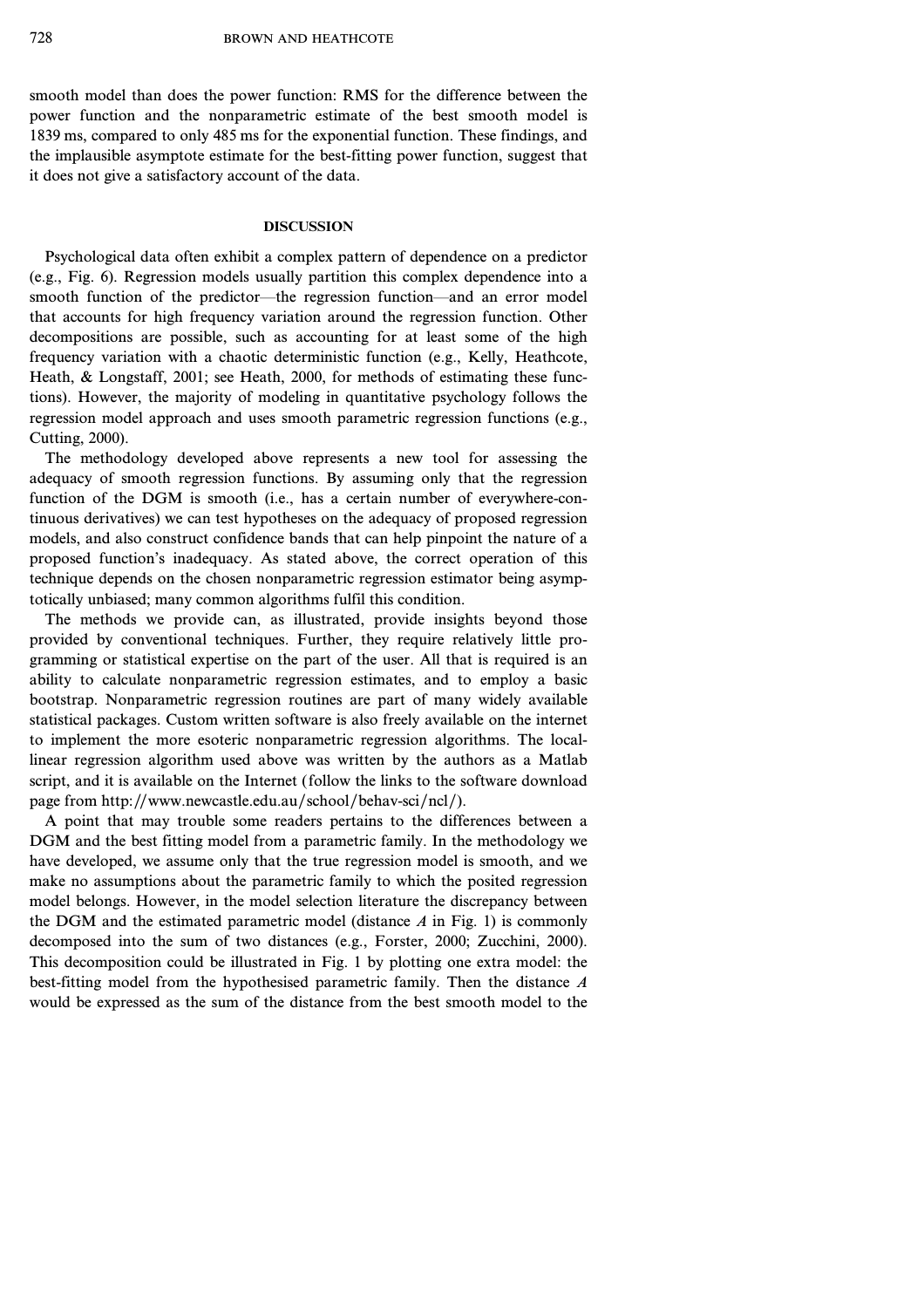smooth model than does the power function: RMS for the difference between the power function and the nonparametric estimate of the best smooth model is 1839 ms, compared to only 485 ms for the exponential function. These findings, and the implausible asymptote estimate for the best-fitting power function, suggest that it does not give a satisfactory account of the data.

## DISCUSSION

Psychological data often exhibit a complex pattern of dependence on a predictor (e.g., Fig. 6). Regression models usually partition this complex dependence into a smooth function of the predictor—the regression function—and an error model that accounts for high frequency variation around the regression function. Other decompositions are possible, such as accounting for at least some of the high frequency variation with a chaotic deterministic function (e.g., Kelly, Heathcote, Heath, & Longstaff, 2001; see Heath, 2000, for methods of estimating these functions). However, the majority of modeling in quantitative psychology follows the regression model approach and uses smooth parametric regression functions (e.g., Cutting, 2000).

The methodology developed above represents a new tool for assessing the adequacy of smooth regression functions. By assuming only that the regression function of the DGM is smooth (i.e., has a certain number of everywhere-continuous derivatives) we can test hypotheses on the adequacy of proposed regression models, and also construct confidence bands that can help pinpoint the nature of a proposed function's inadequacy. As stated above, the correct operation of this technique depends on the chosen nonparametric regression estimator being asymptotically unbiased; many common algorithms fulfil this condition.

The methods we provide can, as illustrated, provide insights beyond those provided by conventional techniques. Further, they require relatively little programming or statistical expertise on the part of the user. All that is required is an ability to calculate nonparametric regression estimates, and to employ a basic bootstrap. Nonparametric regression routines are part of many widely available statistical packages. Custom written software is also freely available on the internet to implement the more esoteric nonparametric regression algorithms. The local-linear regression algorithm used above was written by the authors as a Matlab script, and it is available on the Internet (follow the links to the software download page from http://www.newcastle.edu.au/school/behav-sci/ncl/).

A point that may trouble some readers pertains to the differences between a DGM and the best fitting model from a parametric family. In the methodology we have developed, we assume only that the true regression model is smooth, and we make no assumptions about the parametric family to which the posited regression model belongs. However, in the model selection literature the discrepancy between the DGM and the estimated parametric model (distance $A$ in Fig. 1) is commonly decomposed into the sum of two distances (e.g., Forster, 2000; Zucchini, 2000). This decomposition could be illustrated in Fig. 1 by plotting one extra model: the best-fitting model from the hypothesised parametric family. Then the distance $A$ would be expressed as the sum of the distance from the best smooth model to the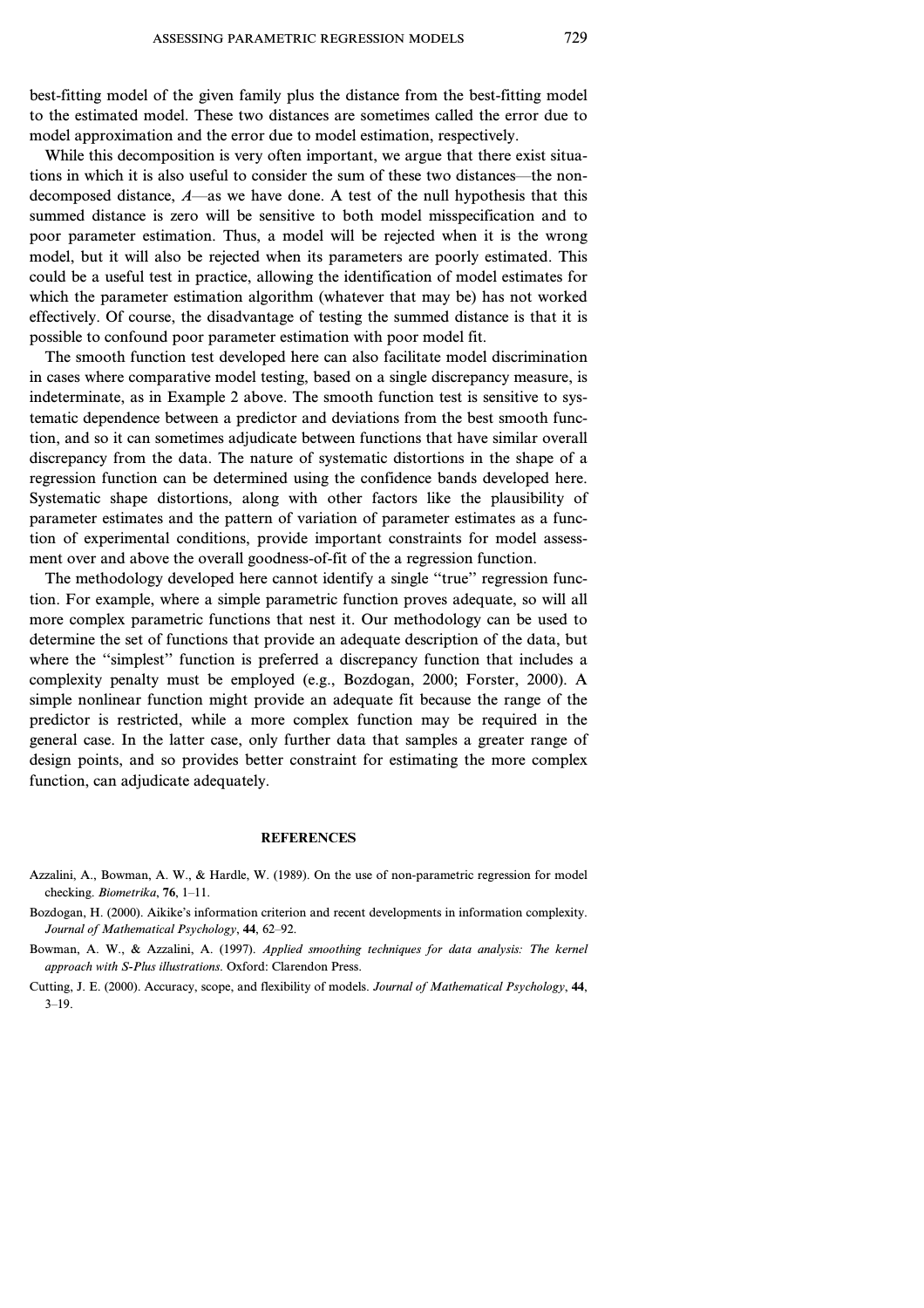best-fitting model of the given family plus the distance from the best-fitting model to the estimated model. These two distances are sometimes called the error due to model approximation and the error due to model estimation, respectively.

While this decomposition is very often important, we argue that there exist situations in which it is also useful to consider the sum of these two distances—the non-decomposed distance, $A$—as we have done. A test of the null hypothesis that this summed distance is zero will be sensitive to both model misspecification and to poor parameter estimation. Thus, a model will be rejected when it is the wrong model, but it will also be rejected when its parameters are poorly estimated. This could be a useful test in practice, allowing the identification of model estimates for which the parameter estimation algorithm (whatever that may be) has not worked effectively. Of course, the disadvantage of testing the summed distance is that it is possible to confound poor parameter estimation with poor model fit.

The smooth function test developed here can also facilitate model discrimination in cases where comparative model testing, based on a single discrepancy measure, is indeterminate, as in Example 2 above. The smooth function test is sensitive to systematic dependence between a predictor and deviations from the best smooth function, and so it can sometimes adjudicate between functions that have similar overall discrepancy from the data. The nature of systematic distortions in the shape of a regression function can be determined using the confidence bands developed here. Systematic shape distortions, along with other factors like the plausibility of parameter estimates and the pattern of variation of parameter estimates as a function of experimental conditions, provide important constraints for model assessment over and above the overall goodness-of-fit of the a regression function.

The methodology developed here cannot identify a single "true" regression function. For example, where a simple parametric function proves adequate, so will all more complex parametric functions that nest it. Our methodology can be used to determine the set of functions that provide an adequate description of the data, but where the "simplest" function is preferred a discrepancy function that includes a complexity penalty must be employed (e.g., Bozdogan, 2000; Forster, 2000). A simple nonlinear function might provide an adequate fit because the range of the predictor is restricted, while a more complex function may be required in the general case. In the latter case, only further data that samples a greater range of design points, and so provides better constraint for estimating the more complex function, can adjudicate adequately.

## REFERENCES

Azzalini, A., Bowman, A. W., & Hardle, W. (1989). On the use of non-parametric regression for model checking. *Biometrika*, **76**, 1–11.

Bozdogan, H. (2000). Aikike's information criterion and recent developments in information complexity. *Journal of Mathematical Psychology*, **44**, 62–92.

Bowman, A. W., & Azzalini, A. (1997). *Applied smoothing techniques for data analysis: The kernel approach with S-Plus illustrations*. Oxford: Clarendon Press.

Cutting, J. E. (2000). Accuracy, scope, and flexibility of models. *Journal of Mathematical Psychology*, **44**, 3–19.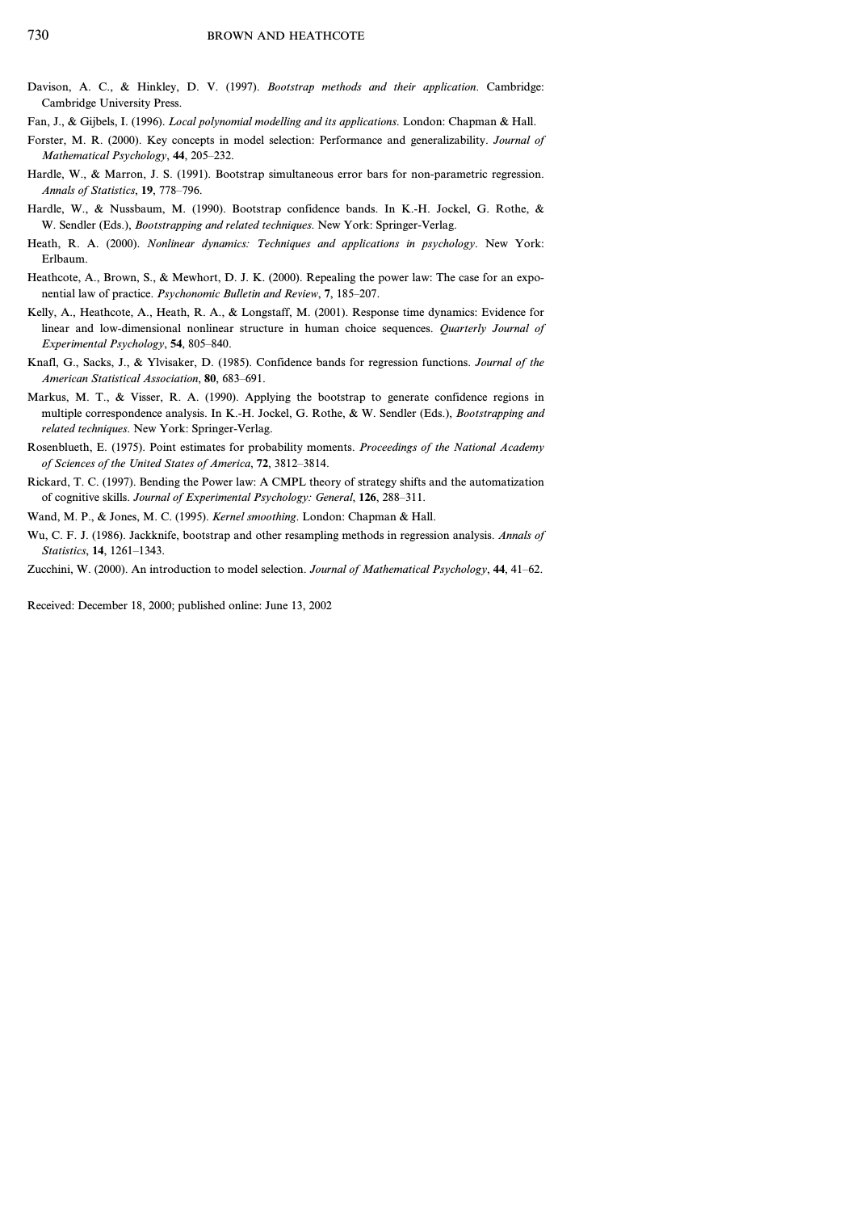Davison, A. C., & Hinkley, D. V. (1997). *Bootstrap methods and their application*. Cambridge: Cambridge University Press.

Fan, J., & Gijbels, I. (1996). *Local polynomial modelling and its applications*. London: Chapman & Hall.

Forster, M. R. (2000). Key concepts in model selection: Performance and generalizability. *Journal of Mathematical Psychology*, **44**, 205–232.

Hardle, W., & Marron, J. S. (1991). Bootstrap simultaneous error bars for non-parametric regression. *Annals of Statistics*, **19**, 778–796.

Hardle, W., & Nussbaum, M. (1990). Bootstrap confidence bands. In K.-H. Jockel, G. Rothe, & W. Sendler (Eds.), *Bootstrapping and related techniques*. New York: Springer-Verlag.

Heath, R. A. (2000). *Nonlinear dynamics: Techniques and applications in psychology*. New York: Erlbaum.

Heathcote, A., Brown, S., & Mewhort, D. J. K. (2000). Repealing the power law: The case for an exponential law of practice. *Psychonomic Bulletin and Review*, **7**, 185–207.

Kelly, A., Heathcote, A., Heath, R. A., & Longstaff, M. (2001). Response time dynamics: Evidence for linear and low-dimensional nonlinear structure in human choice sequences. *Quarterly Journal of Experimental Psychology*, **54**, 805–840.

Knafl, G., Sacks, J., & Ylvisaker, D. (1985). Confidence bands for regression functions. *Journal of the American Statistical Association*, **80**, 683–691.

Markus, M. T., & Visser, R. A. (1990). Applying the bootstrap to generate confidence regions in multiple correspondence analysis. In K.-H. Jockel, G. Rothe, & W. Sendler (Eds.), *Bootstrapping and related techniques*. New York: Springer-Verlag.

Rosenblueth, E. (1975). Point estimates for probability moments. *Proceedings of the National Academy of Sciences of the United States of America*, **72**, 3812–3814.

Rickard, T. C. (1997). Bending the Power law: A CMPL theory of strategy shifts and the automatization of cognitive skills. *Journal of Experimental Psychology: General*, **126**, 288–311.

Wand, M. P., & Jones, M. C. (1995). *Kernel smoothing*. London: Chapman & Hall.

Wu, C. F. J. (1986). Jackknife, bootstrap and other resampling methods in regression analysis. *Annals of Statistics*, **14**, 1261–1343.

Zucchini, W. (2000). An introduction to model selection. *Journal of Mathematical Psychology*, **44**, 41–62.

Received: December 18, 2000; published online: June 13, 2002